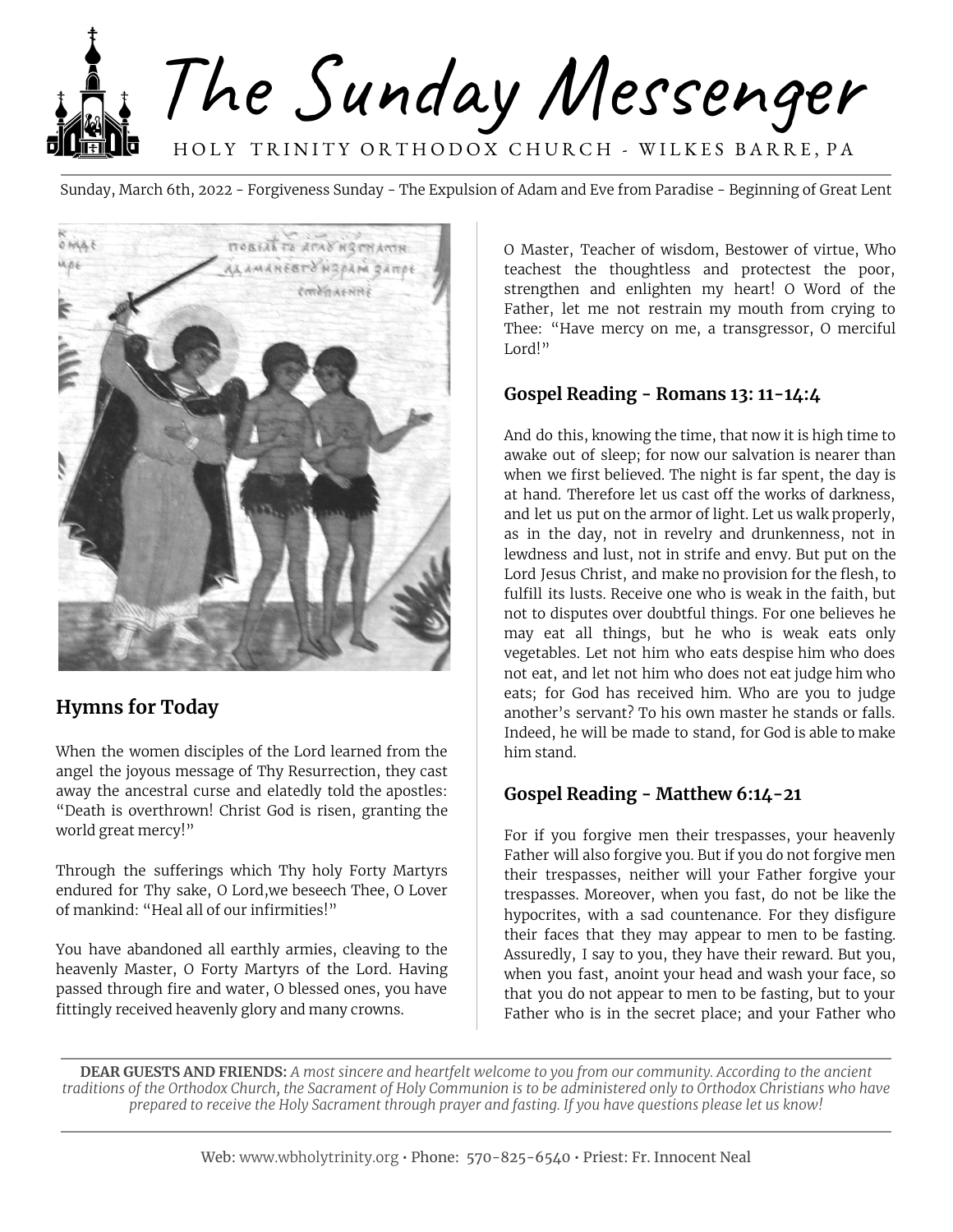# The Sunday Messenger

HOLY TRINITY ORTHODOX CHURCH - WILKES BARRE, PA

Sunday, March 6th, 2022 - Forgiveness Sunday - The Expulsion of Adam and Eve from Paradise - Beginning of Great Lent

## Hymns for Today

When the women disciples of the Lord learned from the angel the joyous message of Thy Resurrection, they cast away the ancestral curse and elatedly told the apostles: "Death is overthrown! Christ God is risen, granting the world great mercy!"

Through the sufferings which Thy holy Forty Martyrs endured for Thy sake, O Lord,we beseech Thee, O Lover of mankind: "Heal all of our infirmities!"

You have abandoned all earthly armies, cleaving to the heavenly Master, O Forty Martyrs of the Lord. Having passed through fire and water, O blessed ones, you have fittingly received heavenly glory and many crowns.

O Master, Teacher of wisdom, Bestower of virtue, Who teachest the thoughtless and protectest the poor, strengthen and enlighten my heart! O Word of the Father, let me not restrain my mouth from crying to Thee: "Have mercy on me, a transgressor, O merciful Lord!"

## Gospel Reading - Romans 13: 11-14:4

And do this, knowing the time, that now it is high time to awake out of sleep; for now our salvation is nearer than when we first believed. The night is far spent, the day is at hand. Therefore let us cast off the works of darkness, and let us put on the armor of light. Let us walk properly, as in the day, not in revelry and drunkenness, not in lewdness and lust, not in strife and envy. But put on the Lord Jesus Christ, and make no provision for the flesh, to fulfill its lusts. Receive one who is weak in the faith, but not to disputes over doubtful things. For one believes he may eat all things, but he who is weak eats only vegetables. Let not him who eats despise him who does not eat, and let not him who does not eat judge him who eats; for God has received him. Who are you to judge another's servant? To his own master he stands or falls. Indeed, he will be made to stand, for God is able to make him stand.

## Gospel Reading - Matthew 6:14-21

For if you forgive men their trespasses, your heavenly Father will also forgive you. But if you do not forgive men their trespasses, neither will your Father forgive your trespasses. Moreover, when you fast, do not be like the hypocrites, with a sad countenance. For they disfigure their faces that they may appear to men to be fasting. Assuredly, I say to you, they have their reward. But you, when you fast, anoint your head and wash your face, so that you do not appear to men to be fasting, but to your Father who is in the secret place; and your Father who

**DEAR GUESTS AND FRIENDS:** *A most sincere and heartfelt welcome to you from our community. According to the ancient traditions of the Orthodox Church, the Sacrament of Holy Communion is to be administered only to Orthodox Christians who have prepared to receive the Holy Sacrament through prayer and fasting. If you have questions please let us know!*

Web: www.wbholytrinity.org • Phone: 570-825-6540 • Priest: Fr. Innocent Neal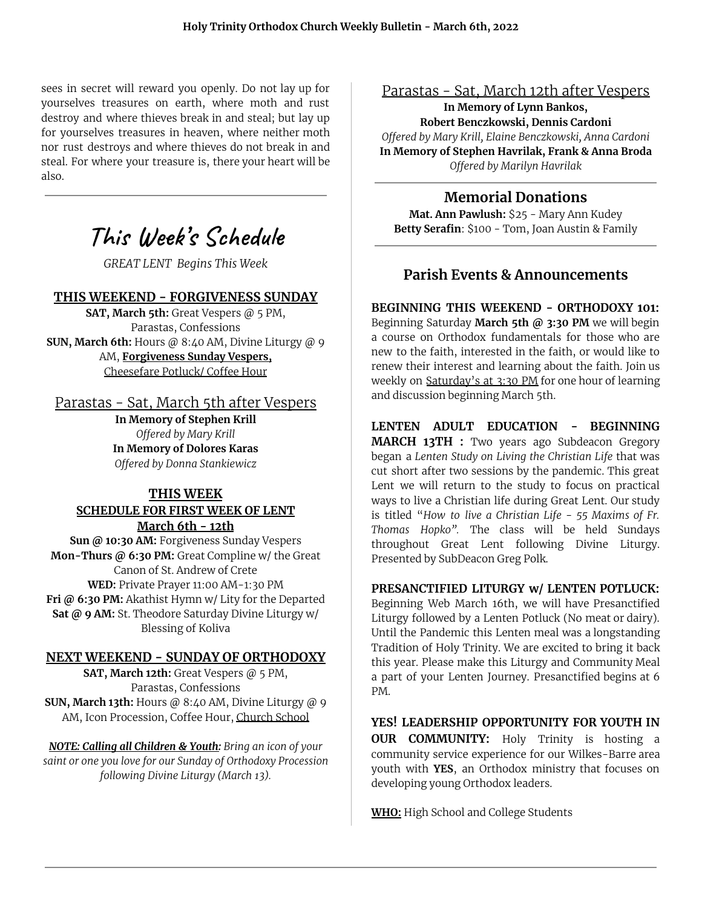sees in secret will reward you openly. Do not lay up for yourselves treasures on earth, where moth and rust destroy and where thieves break in and steal; but lay up for yourselves treasures in heaven, where neither moth nor rust destroys and where thieves do not break in and steal. For where your treasure is, there your heart will be also.

---

# This Week's Schedule

*GREAT LENT Begins This Week*

### THIS WEEKEND - FORGIVENESS SUNDAY

**SAT, March 5th:** Great Vespers @ 5 PM, Parastas, Confessions
**SUN, March 6th:** Hours @ 8:40 AM, Divine Liturgy @ 9 AM, **Forgiveness Sunday Vespers,** Cheesefare Potluck/ Coffee Hour

## Parastas - Sat, March 5th after Vespers

**In Memory of Stephen Krill**
*Offered by Mary Krill*
**In Memory of Dolores Karas**
*Offered by Donna Stankiewicz*

### THIS WEEK
### SCHEDULE FOR FIRST WEEK OF LENT
### March 6th - 12th

**Sun @ 10:30 AM:** Forgiveness Sunday Vespers
**Mon-Thurs @ 6:30 PM:** Great Compline w/ the Great Canon of St. Andrew of Crete
**WED:** Private Prayer 11:00 AM-1:30 PM
**Fri @ 6:30 PM:** Akathist Hymn w/ Lity for the Departed
**Sat @ 9 AM:** St. Theodore Saturday Divine Liturgy w/ Blessing of Koliva

### NEXT WEEKEND - SUNDAY OF ORTHODOXY

**SAT, March 12th:** Great Vespers @ 5 PM, Parastas, Confessions
**SUN, March 13th:** Hours @ 8:40 AM, Divine Liturgy @ 9 AM, Icon Procession, Coffee Hour, Church School

***NOTE: Calling all Children & Youth:*** *Bring an icon of your saint or one you love for our Sunday of Orthodoxy Procession following Divine Liturgy (March 13).*

## Parastas - Sat, March 12th after Vespers

**In Memory of Lynn Bankos, Robert Benczkowski, Dennis Cardoni**
*Offered by Mary Krill, Elaine Benczkowski, Anna Cardoni*
**In Memory of Stephen Havrilak, Frank & Anna Broda**
*Offered by Marilyn Havrilak*

---

## Memorial Donations

**Mat. Ann Pawlush:** $25 - Mary Ann Kudey
**Betty Serafin**: $100 - Tom, Joan Austin & Family

---

## Parish Events & Announcements

**BEGINNING THIS WEEKEND - ORTHODOXY 101:** Beginning Saturday **March 5th @ 3:30 PM** we will begin a course on Orthodox fundamentals for those who are new to the faith, interested in the faith, or would like to renew their interest and learning about the faith. Join us weekly on Saturday's at 3:30 PM for one hour of learning and discussion beginning March 5th.

**LENTEN ADULT EDUCATION - BEGINNING MARCH 13TH :** Two years ago Subdeacon Gregory began a *Lenten Study on Living the Christian Life* that was cut short after two sessions by the pandemic. This great Lent we will return to the study to focus on practical ways to live a Christian life during Great Lent. Our study is titled "*How to live a Christian Life - 55 Maxims of Fr. Thomas Hopko".* The class will be held Sundays throughout Great Lent following Divine Liturgy. Presented by SubDeacon Greg Polk.

**PRESANCTIFIED LITURGY w/ LENTEN POTLUCK:** Beginning Web March 16th, we will have Presanctified Liturgy followed by a Lenten Potluck (No meat or dairy). Until the Pandemic this Lenten meal was a longstanding Tradition of Holy Trinity. We are excited to bring it back this year. Please make this Liturgy and Community Meal a part of your Lenten Journey. Presanctified begins at 6 PM.

**YES! LEADERSHIP OPPORTUNITY FOR YOUTH IN OUR COMMUNITY:** Holy Trinity is hosting a community service experience for our Wilkes-Barre area youth with **YES**, an Orthodox ministry that focuses on developing young Orthodox leaders.

**WHO:** High School and College Students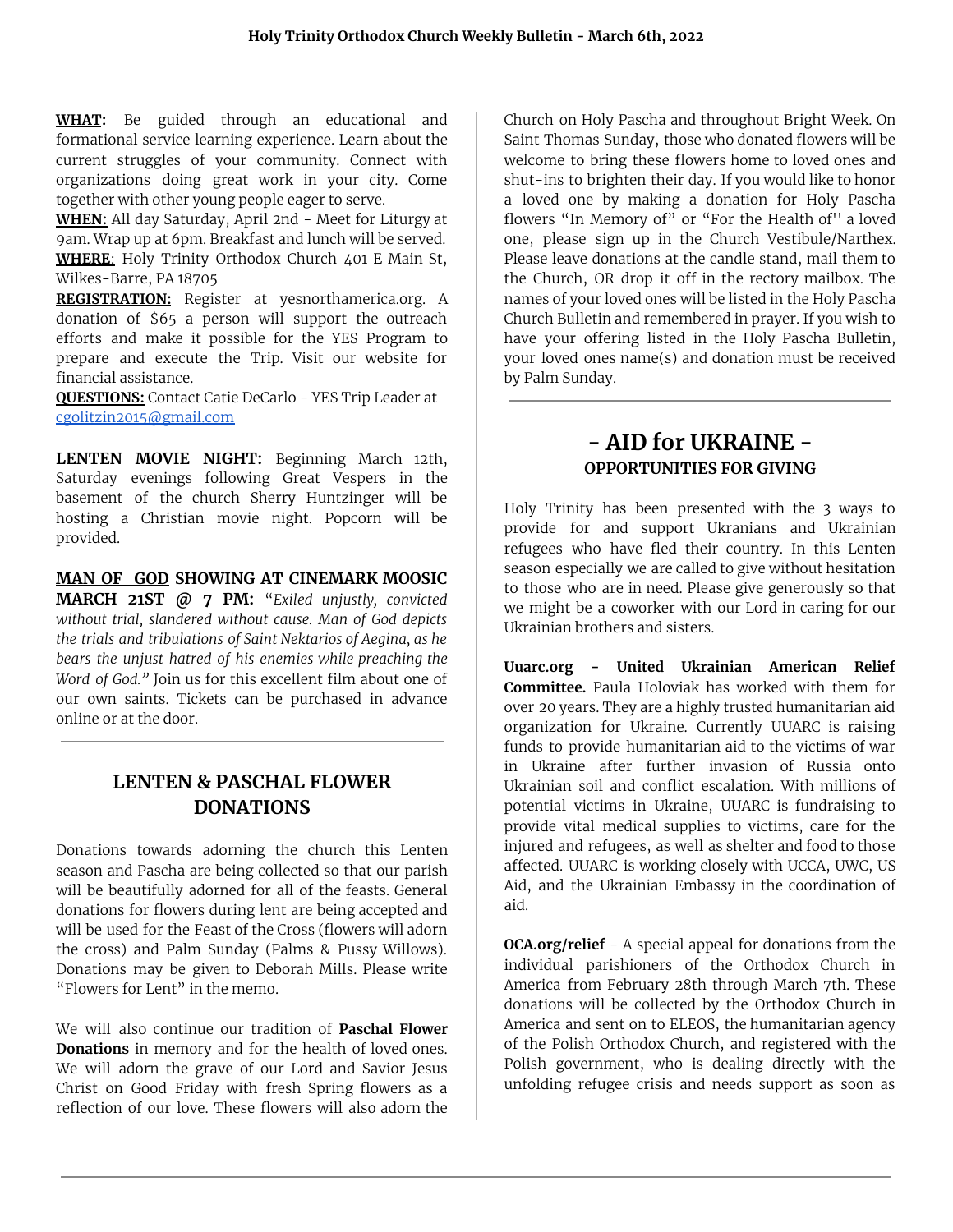**WHAT:** Be guided through an educational and formational service learning experience. Learn about the current struggles of your community. Connect with organizations doing great work in your city. Come together with other young people eager to serve.
**WHEN:** All day Saturday, April 2nd - Meet for Liturgy at 9am. Wrap up at 6pm. Breakfast and lunch will be served.
**WHERE**: Holy Trinity Orthodox Church 401 E Main St, Wilkes-Barre, PA 18705
**REGISTRATION:** Register at yesnorthamerica.org. A donation of $65 a person will support the outreach efforts and make it possible for the YES Program to prepare and execute the Trip. Visit our website for financial assistance.
**QUESTIONS:** Contact Catie DeCarlo - YES Trip Leader at cgolitzin2015@gmail.com

**LENTEN MOVIE NIGHT:** Beginning March 12th, Saturday evenings following Great Vespers in the basement of the church Sherry Huntzinger will be hosting a Christian movie night. Popcorn will be provided.

**MAN OF GOD SHOWING AT CINEMARK MOOSIC MARCH 21ST @ 7 PM:** "*Exiled unjustly, convicted without trial, slandered without cause. Man of God depicts the trials and tribulations of Saint Nektarios of Aegina, as he bears the unjust hatred of his enemies while preaching the Word of God.*" Join us for this excellent film about one of our own saints. Tickets can be purchased in advance online or at the door.

## LENTEN & PASCHAL FLOWER DONATIONS

Donations towards adorning the church this Lenten season and Pascha are being collected so that our parish will be beautifully adorned for all of the feasts. General donations for flowers during lent are being accepted and will be used for the Feast of the Cross (flowers will adorn the cross) and Palm Sunday (Palms & Pussy Willows). Donations may be given to Deborah Mills. Please write "Flowers for Lent" in the memo.

We will also continue our tradition of **Paschal Flower Donations** in memory and for the health of loved ones. We will adorn the grave of our Lord and Savior Jesus Christ on Good Friday with fresh Spring flowers as a reflection of our love. These flowers will also adorn the Church on Holy Pascha and throughout Bright Week. On Saint Thomas Sunday, those who donated flowers will be welcome to bring these flowers home to loved ones and shut-ins to brighten their day. If you would like to honor a loved one by making a donation for Holy Pascha flowers "In Memory of" or "For the Health of'' a loved one, please sign up in the Church Vestibule/Narthex. Please leave donations at the candle stand, mail them to the Church, OR drop it off in the rectory mailbox. The names of your loved ones will be listed in the Holy Pascha Church Bulletin and remembered in prayer. If you wish to have your offering listed in the Holy Pascha Bulletin, your loved ones name(s) and donation must be received by Palm Sunday.

## - AID for UKRAINE -

### OPPORTUNITIES FOR GIVING

Holy Trinity has been presented with the 3 ways to provide for and support Ukranians and Ukrainian refugees who have fled their country. In this Lenten season especially we are called to give without hesitation to those who are in need. Please give generously so that we might be a coworker with our Lord in caring for our Ukrainian brothers and sisters.

**Uuarc.org - United Ukrainian American Relief Committee.** Paula Holoviak has worked with them for over 20 years. They are a highly trusted humanitarian aid organization for Ukraine. Currently UUARC is raising funds to provide humanitarian aid to the victims of war in Ukraine after further invasion of Russia onto Ukrainian soil and conflict escalation. With millions of potential victims in Ukraine, UUARC is fundraising to provide vital medical supplies to victims, care for the injured and refugees, as well as shelter and food to those affected. UUARC is working closely with UCCA, UWC, US Aid, and the Ukrainian Embassy in the coordination of aid.

**OCA.org/relief** - A special appeal for donations from the individual parishioners of the Orthodox Church in America from February 28th through March 7th. These donations will be collected by the Orthodox Church in America and sent on to ELEOS, the humanitarian agency of the Polish Orthodox Church, and registered with the Polish government, who is dealing directly with the unfolding refugee crisis and needs support as soon as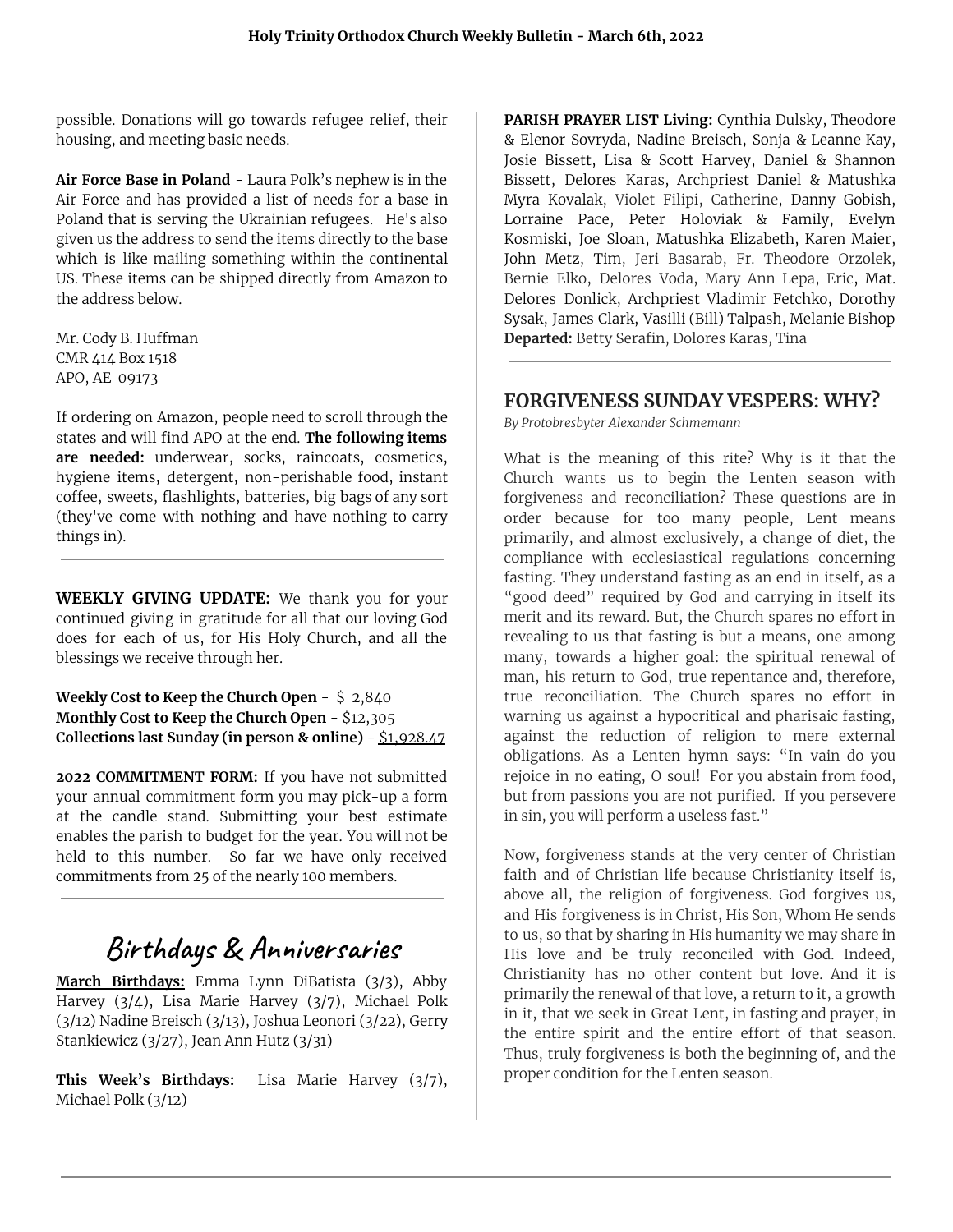possible. Donations will go towards refugee relief, their housing, and meeting basic needs.

**Air Force Base in Poland** - Laura Polk's nephew is in the Air Force and has provided a list of needs for a base in Poland that is serving the Ukrainian refugees. He's also given us the address to send the items directly to the base which is like mailing something within the continental US. These items can be shipped directly from Amazon to the address below.

Mr. Cody B. Huffman
CMR 414 Box 1518
APO, AE 09173

If ordering on Amazon, people need to scroll through the states and will find APO at the end. **The following items are needed:** underwear, socks, raincoats, cosmetics, hygiene items, detergent, non-perishable food, instant coffee, sweets, flashlights, batteries, big bags of any sort (they've come with nothing and have nothing to carry things in).

---

**WEEKLY GIVING UPDATE:** We thank you for your continued giving in gratitude for all that our loving God does for each of us, for His Holy Church, and all the blessings we receive through her.

**Weekly Cost to Keep the Church Open** - $ 2,840
**Monthly Cost to Keep the Church Open** - $12,305
**Collections last Sunday (in person & online)** - $1,928.47

**2022 COMMITMENT FORM:** If you have not submitted your annual commitment form you may pick-up a form at the candle stand. Submitting your best estimate enables the parish to budget for the year. You will not be held to this number. So far we have only received commitments from 25 of the nearly 100 members.

---

## Birthdays & Anniversaries

**March Birthdays:** Emma Lynn DiBatista (3/3), Abby Harvey (3/4), Lisa Marie Harvey (3/7), Michael Polk (3/12) Nadine Breisch (3/13), Joshua Leonori (3/22), Gerry Stankiewicz (3/27), Jean Ann Hutz (3/31)

**This Week's Birthdays:** Lisa Marie Harvey (3/7), Michael Polk (3/12)

**PARISH PRAYER LIST Living:** Cynthia Dulsky, Theodore & Elenor Sovryda, Nadine Breisch, Sonja & Leanne Kay, Josie Bissett, Lisa & Scott Harvey, Daniel & Shannon Bissett, Delores Karas, Archpriest Daniel & Matushka Myra Kovalak, Violet Filipi, Catherine, Danny Gobish, Lorraine Pace, Peter Holoviak & Family, Evelyn Kosmiski, Joe Sloan, Matushka Elizabeth, Karen Maier, John Metz, Tim, Jeri Basarab, Fr. Theodore Orzolek, Bernie Elko, Delores Voda, Mary Ann Lepa, Eric, Mat. Delores Donlick, Archpriest Vladimir Fetchko, Dorothy Sysak, James Clark, Vasilli (Bill) Talpash, Melanie Bishop **Departed:** Betty Serafin, Dolores Karas, Tina

---

## FORGIVENESS SUNDAY VESPERS: WHY?

*By Protobresbyter Alexander Schmemann*

What is the meaning of this rite? Why is it that the Church wants us to begin the Lenten season with forgiveness and reconciliation? These questions are in order because for too many people, Lent means primarily, and almost exclusively, a change of diet, the compliance with ecclesiastical regulations concerning fasting. They understand fasting as an end in itself, as a "good deed" required by God and carrying in itself its merit and its reward. But, the Church spares no effort in revealing to us that fasting is but a means, one among many, towards a higher goal: the spiritual renewal of man, his return to God, true repentance and, therefore, true reconciliation. The Church spares no effort in warning us against a hypocritical and pharisaic fasting, against the reduction of religion to mere external obligations. As a Lenten hymn says: "In vain do you rejoice in no eating, O soul! For you abstain from food, but from passions you are not purified. If you persevere in sin, you will perform a useless fast."

Now, forgiveness stands at the very center of Christian faith and of Christian life because Christianity itself is, above all, the religion of forgiveness. God forgives us, and His forgiveness is in Christ, His Son, Whom He sends to us, so that by sharing in His humanity we may share in His love and be truly reconciled with God. Indeed, Christianity has no other content but love. And it is primarily the renewal of that love, a return to it, a growth in it, that we seek in Great Lent, in fasting and prayer, in the entire spirit and the entire effort of that season. Thus, truly forgiveness is both the beginning of, and the proper condition for the Lenten season.